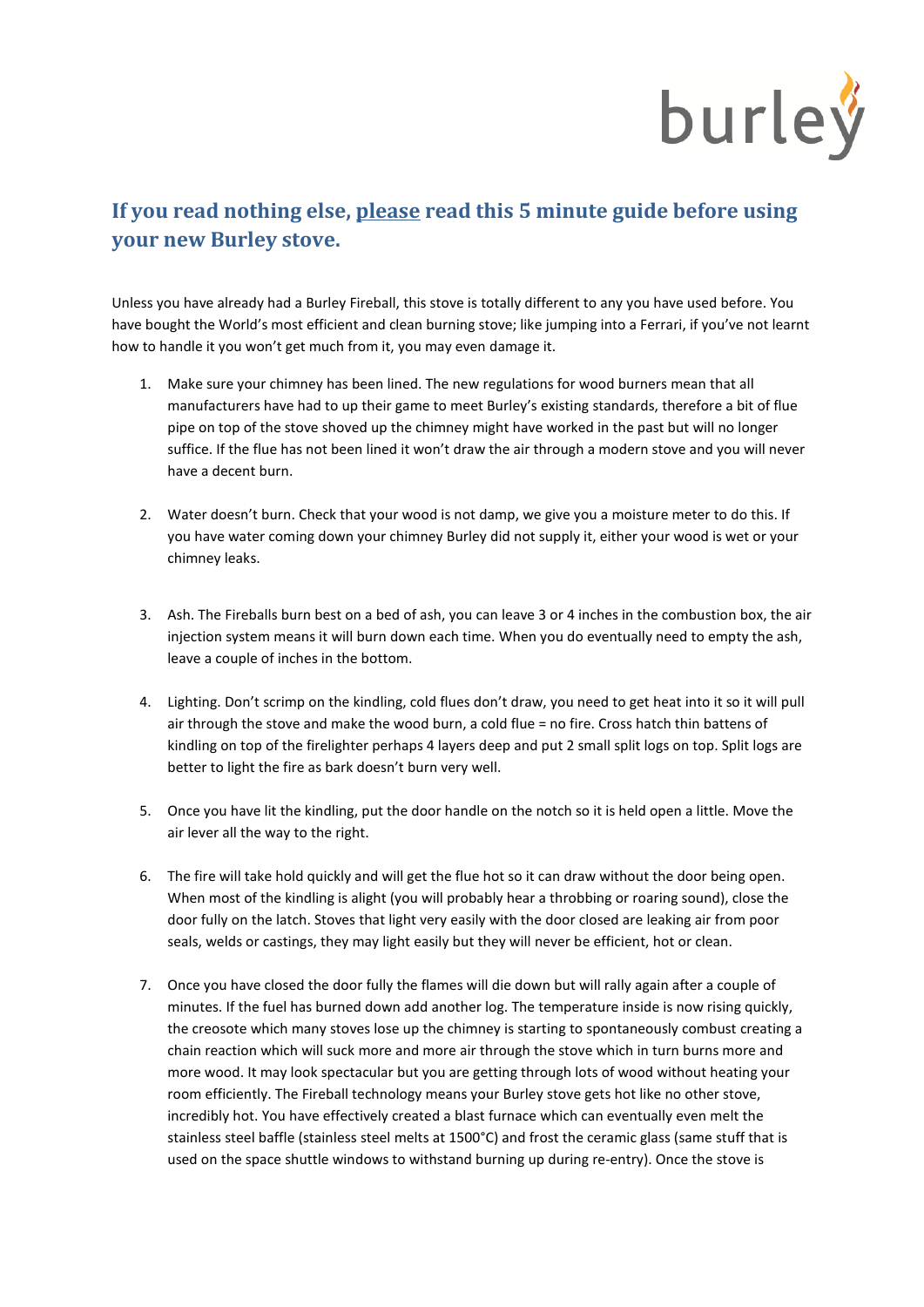burley

## If you read nothing else, <u>please</u> read this 5 minute guide before using your new Burley stove.

Unless you have already had a Burley Fireball, this stove is totally different to any you have used before. You have bought the World's most efficient and clean burning stove; like jumping into a Ferrari, if you've not learnt how to handle it you won't get much from it, you may even damage it.

1. Make sure your chimney has been lined. The new regulations for wood burners mean that all manufacturers have had to up their game to meet Burley's existing standards, therefore a bit of flue pipe on top of the stove shoved up the chimney might have worked in the past but will no longer suffice. If the flue has not been lined it won't draw the air through a modern stove and you will never have a decent burn.

2. Water doesn't burn. Check that your wood is not damp, we give you a moisture meter to do this. If you have water coming down your chimney Burley did not supply it, either your wood is wet or your chimney leaks.

3. Ash. The Fireballs burn best on a bed of ash, you can leave 3 or 4 inches in the combustion box, the air injection system means it will burn down each time. When you do eventually need to empty the ash, leave a couple of inches in the bottom.

4. Lighting. Don't scrimp on the kindling, cold flues don't draw, you need to get heat into it so it will pull air through the stove and make the wood burn, a cold flue = no fire. Cross hatch thin battens of kindling on top of the firelighter perhaps 4 layers deep and put 2 small split logs on top. Split logs are better to light the fire as bark doesn't burn very well.

5. Once you have lit the kindling, put the door handle on the notch so it is held open a little. Move the air lever all the way to the right.

6. The fire will take hold quickly and will get the flue hot so it can draw without the door being open. When most of the kindling is alight (you will probably hear a throbbing or roaring sound), close the door fully on the latch. Stoves that light very easily with the door closed are leaking air from poor seals, welds or castings, they may light easily but they will never be efficient, hot or clean.

7. Once you have closed the door fully the flames will die down but will rally again after a couple of minutes. If the fuel has burned down add another log. The temperature inside is now rising quickly, the creosote which many stoves lose up the chimney is starting to spontaneously combust creating a chain reaction which will suck more and more air through the stove which in turn burns more and more wood. It may look spectacular but you are getting through lots of wood without heating your room efficiently. The Fireball technology means your Burley stove gets hot like no other stove, incredibly hot. You have effectively created a blast furnace which can eventually even melt the stainless steel baffle (stainless steel melts at 1500°C) and frost the ceramic glass (same stuff that is used on the space shuttle windows to withstand burning up during re-entry). Once the stove is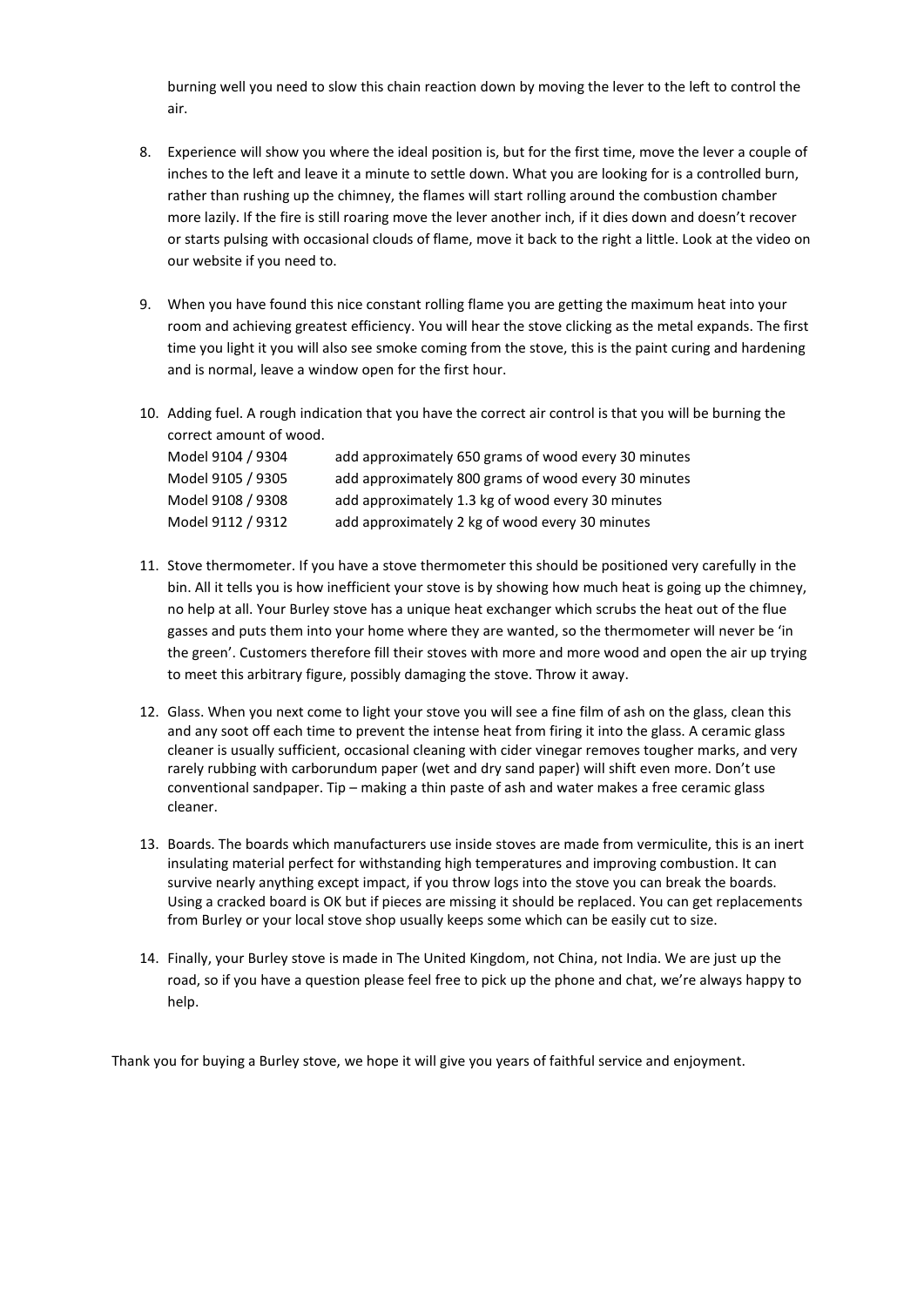burning well you need to slow this chain reaction down by moving the lever to the left to control the air.

8. Experience will show you where the ideal position is, but for the first time, move the lever a couple of inches to the left and leave it a minute to settle down. What you are looking for is a controlled burn, rather than rushing up the chimney, the flames will start rolling around the combustion chamber more lazily. If the fire is still roaring move the lever another inch, if it dies down and doesn't recover or starts pulsing with occasional clouds of flame, move it back to the right a little. Look at the video on our website if you need to.

9. When you have found this nice constant rolling flame you are getting the maximum heat into your room and achieving greatest efficiency. You will hear the stove clicking as the metal expands. The first time you light it you will also see smoke coming from the stove, this is the paint curing and hardening and is normal, leave a window open for the first hour.

10. Adding fuel. A rough indication that you have the correct air control is that you will be burning the correct amount of wood.

| | |
|---|---|
| Model 9104 / 9304 | add approximately 650 grams of wood every 30 minutes |
| Model 9105 / 9305 | add approximately 800 grams of wood every 30 minutes |
| Model 9108 / 9308 | add approximately 1.3 kg of wood every 30 minutes |
| Model 9112 / 9312 | add approximately 2 kg of wood every 30 minutes |

11. Stove thermometer. If you have a stove thermometer this should be positioned very carefully in the bin. All it tells you is how inefficient your stove is by showing how much heat is going up the chimney, no help at all. Your Burley stove has a unique heat exchanger which scrubs the heat out of the flue gasses and puts them into your home where they are wanted, so the thermometer will never be 'in the green'. Customers therefore fill their stoves with more and more wood and open the air up trying to meet this arbitrary figure, possibly damaging the stove. Throw it away.

12. Glass. When you next come to light your stove you will see a fine film of ash on the glass, clean this and any soot off each time to prevent the intense heat from firing it into the glass. A ceramic glass cleaner is usually sufficient, occasional cleaning with cider vinegar removes tougher marks, and very rarely rubbing with carborundum paper (wet and dry sand paper) will shift even more. Don't use conventional sandpaper. Tip – making a thin paste of ash and water makes a free ceramic glass cleaner.

13. Boards. The boards which manufacturers use inside stoves are made from vermiculite, this is an inert insulating material perfect for withstanding high temperatures and improving combustion. It can survive nearly anything except impact, if you throw logs into the stove you can break the boards. Using a cracked board is OK but if pieces are missing it should be replaced. You can get replacements from Burley or your local stove shop usually keeps some which can be easily cut to size.

14. Finally, your Burley stove is made in The United Kingdom, not China, not India. We are just up the road, so if you have a question please feel free to pick up the phone and chat, we're always happy to help.

Thank you for buying a Burley stove, we hope it will give you years of faithful service and enjoyment.